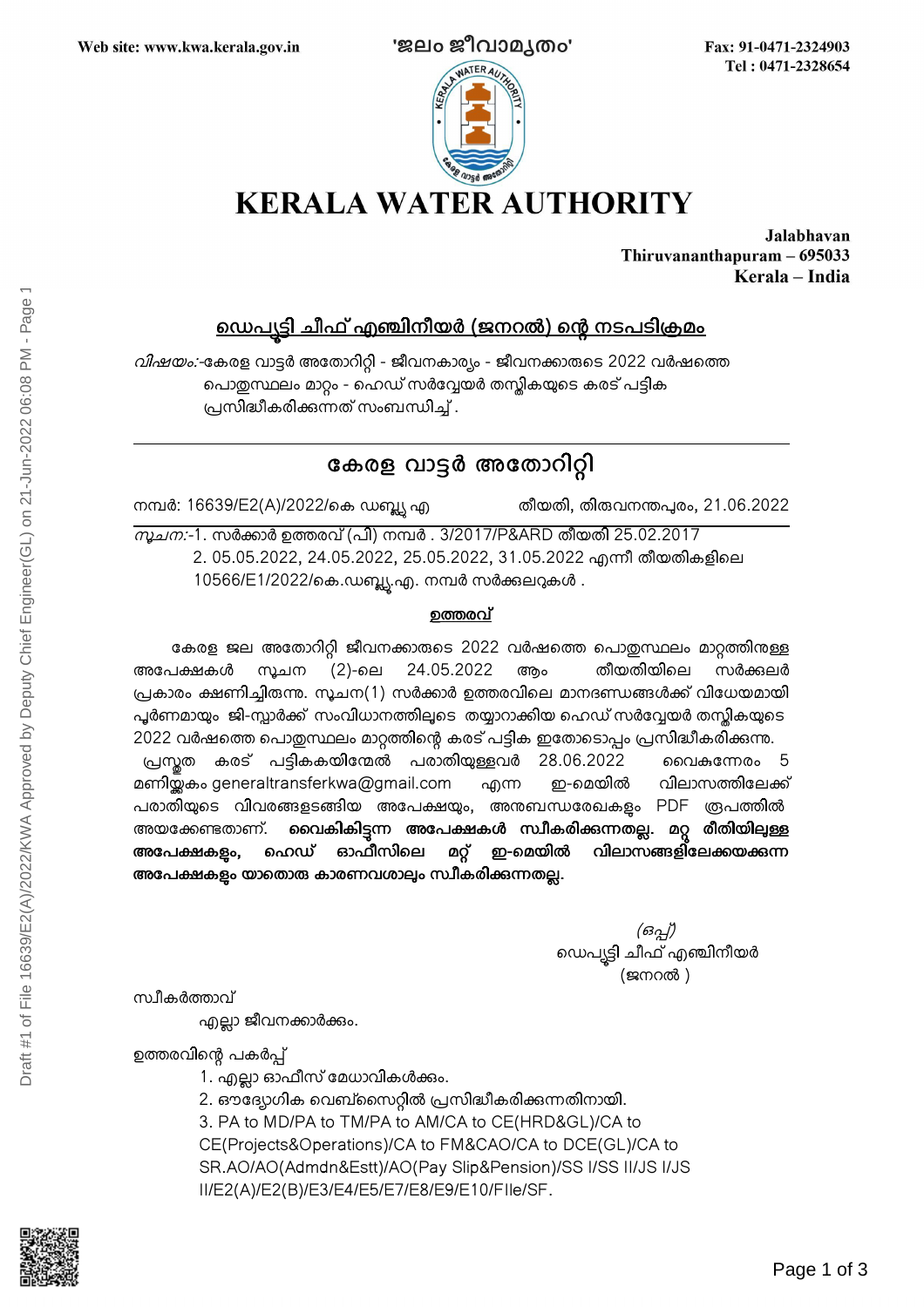Web site: www.kwa.kerala.gov.in 'ജലം ജീവാമൃതം' Fax: 91-0471-2324903
Tel : 0471-2328654

# KERALA WATER AUTHORITY

**Jalabhavan**
**Thiruvananthapuram – 695033**
**Kerala – India**

**<u>ഡെപ്യൂട്ടി ചീഫ് എഞ്ചിനീയർ (ജനറൽ) ന്റെ നടപടിക്രമം</u>**

*വിഷയം:*-കേരള വാട്ടർ അതോറിറ്റി - ജീവനകാര്യം - ജീവനക്കാരുടെ 2022 വർഷത്തെ പൊതുസ്ഥലം മാറ്റം - ഹെഡ് സർവ്വേയർ തസ്തികയുടെ കരട് പട്ടിക പ്രസിദ്ധീകരിക്കുന്നത് സംബന്ധിച്ച്.

---

## കേരള വാട്ടർ അതോറിറ്റി

നമ്പർ: 16639/E2(A)/2022/കെ ഡബ്ല്യൂ എ തീയതി, തിരുവനന്തപുരം, 21.06.2022

*സൂചന:*-1. സർക്കാർ ഉത്തരവ് (പി) നമ്പർ . 3/2017/P&ARD തീയതി 25.02.2017
2. 05.05.2022, 24.05.2022, 25.05.2022, 31.05.2022 എന്നീ തീയതികളിലെ 10566/E1/2022/കെ.ഡബ്ല്യൂ.എ. നമ്പർ സർക്കുലറുകൾ .

**<u>ഉത്തരവ്</u>**

കേരള ജല അതോറിറ്റി ജീവനക്കാരുടെ 2022 വർഷത്തെ പൊതുസ്ഥലം മാറ്റത്തിനുള്ള അപേക്ഷകൾ സൂചന (2)-ലെ 24.05.2022 ആം തീയതിയിലെ സർക്കുലർ പ്രകാരം ക്ഷണിച്ചിരുന്നു. സൂചന(1) സർക്കാർ ഉത്തരവിലെ മാനദണ്ഡങ്ങൾക്ക് വിധേയമായി പൂർണമായും ജി-സ്പാർക്ക് സംവിധാനത്തിലൂടെ തയ്യാറാക്കിയ ഹെഡ് സർവ്വേയർ തസ്തികയുടെ 2022 വർഷത്തെ പൊതുസ്ഥലം മാറ്റത്തിന്റെ കരട് പട്ടിക ഇതോടൊപ്പം പ്രസിദ്ധീകരിക്കുന്നു. പ്രസ്തുത കരട് പട്ടികകയിന്മേൽ പരാതിയുള്ളവർ 28.06.2022 വൈകുന്നേരം 5 മണിയ്ക്കകം generaltransferkwa@gmail.com എന്ന ഇ-മെയിൽ വിലാസത്തിലേക്ക് പരാതിയുടെ വിവരങ്ങളടങ്ങിയ അപേക്ഷയും, അനുബന്ധരേഖകളും PDF രൂപത്തിൽ അയക്കേണ്ടതാണ്. **വൈകികിട്ടുന്ന അപേക്ഷകൾ സ്വീകരിക്കുന്നതല്ല. മറ്റു രീതിയിലുള്ള അപേക്ഷകളും, ഹെഡ് ഓഫീസിലെ മറ്റ് ഇ-മെയിൽ വിലാസങ്ങളിലേക്കയക്കുന്ന അപേക്ഷകളും യാതൊരു കാരണവശാലും സ്വീകരിക്കുന്നതല്ല.**

*(ഒപ്പ്)*
ഡെപ്യൂട്ടി ചീഫ് എഞ്ചിനീയർ
(ജനറൽ )

സ്വീകർത്താവ്

എല്ലാ ജീവനക്കാർക്കും.

ഉത്തരവിന്റെ പകർപ്പ്

1. എല്ലാ ഓഫീസ് മേധാവികൾക്കും.
2. ഔദ്യോഗിക വെബ്സൈറ്റിൽ പ്രസിദ്ധീകരിക്കുന്നതിനായി.
3. PA to MD/PA to TM/PA to AM/CA to CE(HRD&GL)/CA to CE(Projects&Operations)/CA to FM&CAO/CA to DCE(GL)/CA to SR.AO/AO(Admdn&Estt)/AO(Pay Slip&Pension)/SS I/SS II/JS I/JS II/E2(A)/E2(B)/E3/E4/E5/E7/E8/E9/E10/FIle/SF.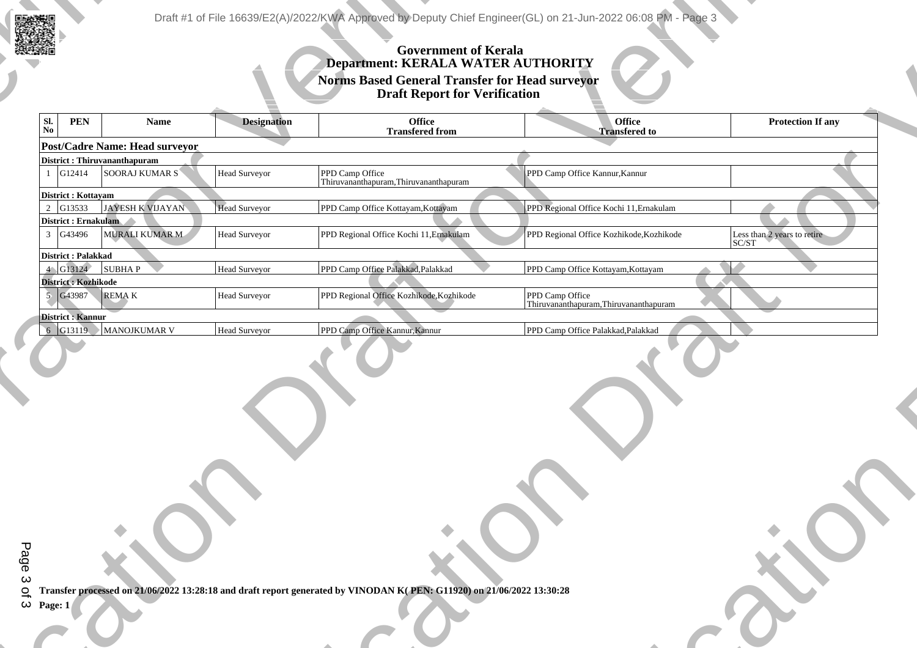# Government of Kerala
## Department: KERALA WATER AUTHORITY
### Norms Based General Transfer for Head surveyor
### Draft Report for Verification

| Sl. No | PEN | Name | Designation | Office Transfered from | Office Transfered to | Protection If any |
|---|---|---|---|---|---|---|
| **Post/Cadre Name: Head surveyor** | | | | | | |
| **District : Thiruvananthapuram** | | | | | | |
| 1 | G12414 | SOORAJ KUMAR S | Head Surveyor | PPD Camp Office Thiruvananthapuram,Thiruvananthapuram | PPD Camp Office Kannur,Kannur | |
| **District : Kottayam** | | | | | | |
| 2 | G13533 | JAYESH K VIJAYAN | Head Surveyor | PPD Camp Office Kottayam,Kottayam | PPD Regional Office Kochi 11,Ernakulam | |
| **District : Ernakulam** | | | | | | |
| 3 | G43496 | MURALI KUMAR M | Head Surveyor | PPD Regional Office Kochi 11,Ernakulam | PPD Regional Office Kozhikode,Kozhikode | Less than 2 years to retire SC/ST |
| **District : Palakkad** | | | | | | |
| 4 | G13124 | SUBHA P | Head Surveyor | PPD Camp Office Palakkad,Palakkad | PPD Camp Office Kottayam,Kottayam | |
| **District : Kozhikode** | | | | | | |
| 5 | G43987 | REMA K | Head Surveyor | PPD Regional Office Kozhikode,Kozhikode | PPD Camp Office Thiruvananthapuram,Thiruvananthapuram | |
| **District : Kannur** | | | | | | |
| 6 | G13119 | MANOJKUMAR V | Head Surveyor | PPD Camp Office Kannur,Kannur | PPD Camp Office Palakkad,Palakkad | |

**Transfer processed on 21/06/2022 13:28:18 and draft report generated by VINODAN K( PEN: G11920) on 21/06/2022 13:30:28**